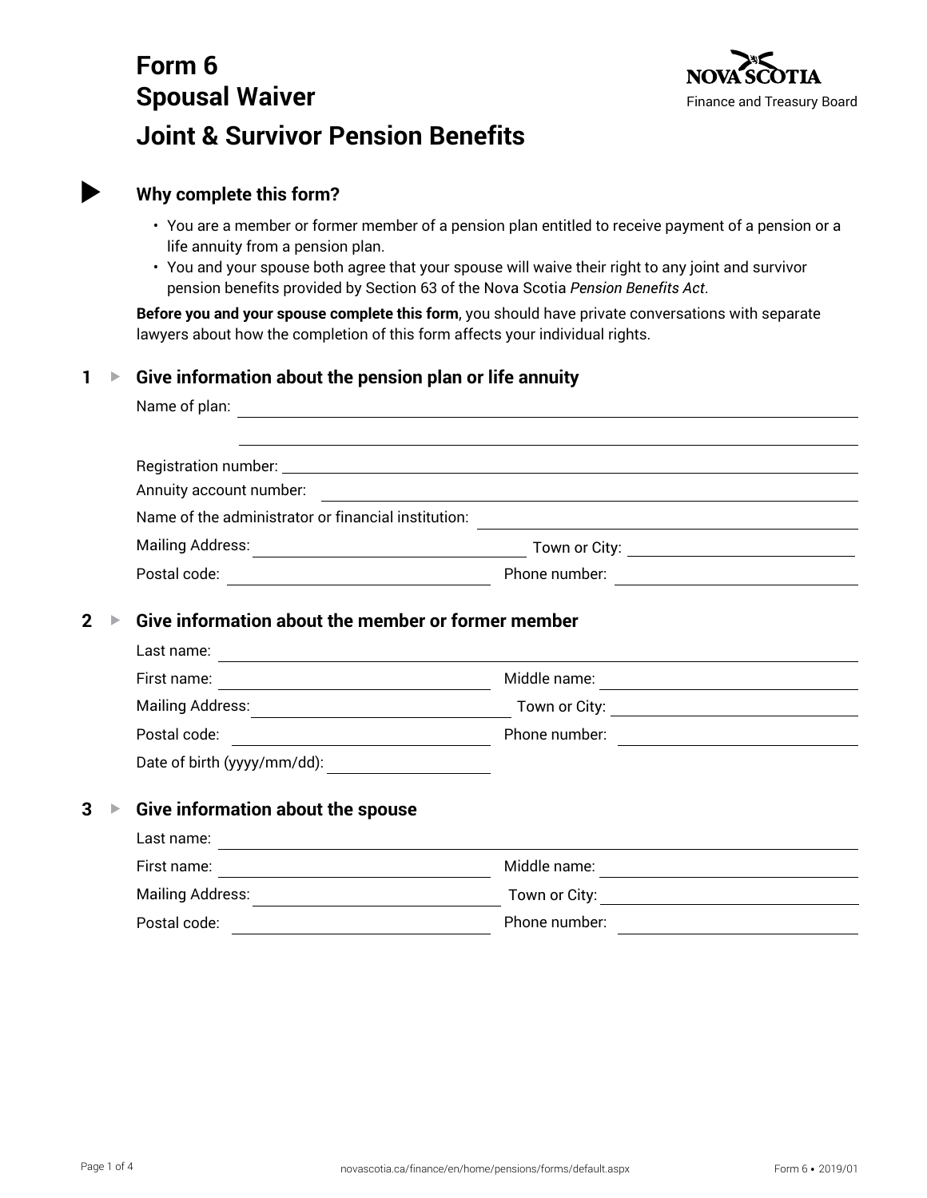# Form 6 Spousal Waiver Joint & Survivor Pension Benefits

NOVA SCOTIA
Finance and Treasury Board

## Why complete this form?

- You are a member or former member of a pension plan entitled to receive payment of a pension or a life annuity from a pension plan.
- You and your spouse both agree that your spouse will waive their right to any joint and survivor pension benefits provided by Section 63 of the Nova Scotia *Pension Benefits Act*.

**Before you and your spouse complete this form**, you should have private conversations with separate lawyers about how the completion of this form affects your individual rights.

## 1 Give information about the pension plan or life annuity

Name of plan: ______________________________

______________________________

Registration number: ______________________________

Annuity account number: ______________________________

Name of the administrator or financial institution: ______________________________

Mailing Address: ______________________________ Town or City: ______________________________

Postal code: ______________________________ Phone number: ______________________________

## 2 Give information about the member or former member

Last name: ______________________________

First name: ______________________________ Middle name: ______________________________

Mailing Address: ______________________________ Town or City: ______________________________

Postal code: ______________________________ Phone number: ______________________________

Date of birth (yyyy/mm/dd): ______________________________

## 3 Give information about the spouse

Last name: ______________________________

First name: ______________________________ Middle name: ______________________________

Mailing Address: ______________________________ Town or City: ______________________________

Postal code: ______________________________ Phone number: ______________________________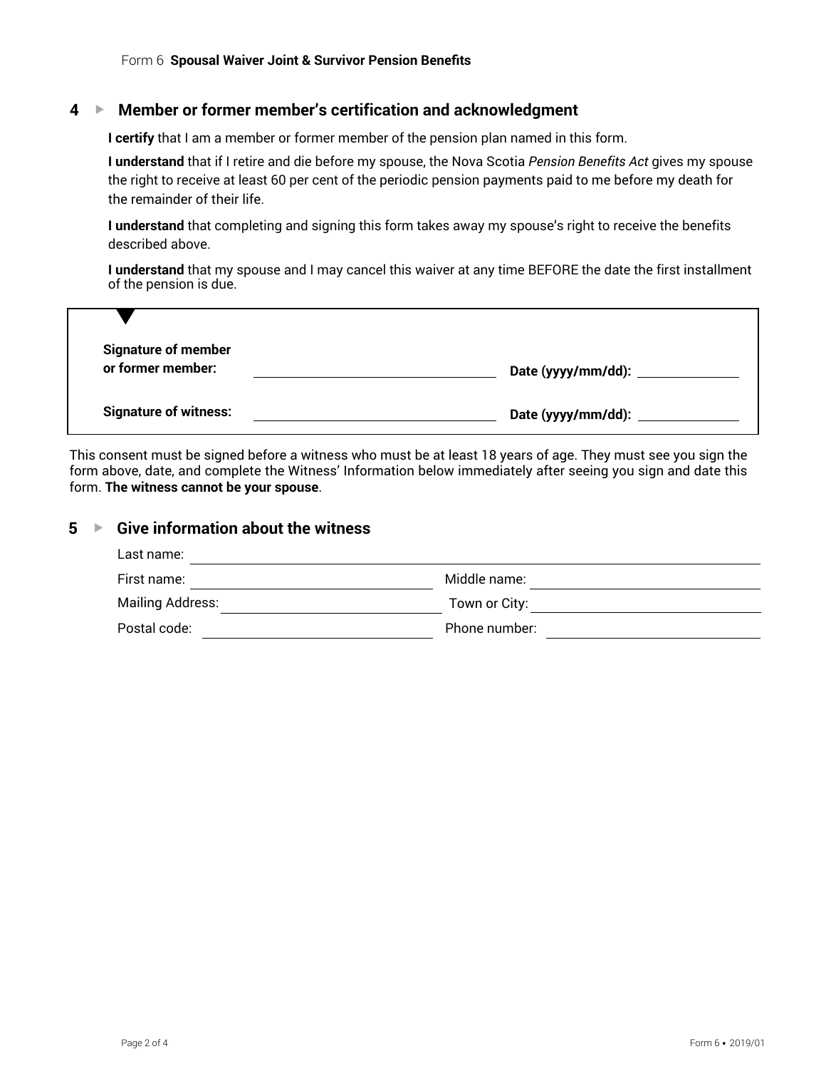## 4 ▸ Member or former member's certification and acknowledgment

**I certify** that I am a member or former member of the pension plan named in this form.

**I understand** that if I retire and die before my spouse, the Nova Scotia *Pension Benefits Act* gives my spouse the right to receive at least 60 per cent of the periodic pension payments paid to me before my death for the remainder of their life.

**I understand** that completing and signing this form takes away my spouse's right to receive the benefits described above.

**I understand** that my spouse and I may cancel this waiver at any time BEFORE the date the first installment of the pension is due.

**Signature of member or former member:** ____________________ **Date (yyyy/mm/dd):** ____________

**Signature of witness:** ____________________ **Date (yyyy/mm/dd):** ____________

This consent must be signed before a witness who must be at least 18 years of age. They must see you sign the form above, date, and complete the Witness' Information below immediately after seeing you sign and date this form. **The witness cannot be your spouse**.

## 5 ▸ Give information about the witness

Last name: ____________________

First name: ____________________ Middle name: ____________________

Mailing Address: ____________________ Town or City: ____________________

Postal code: ____________________ Phone number: ____________________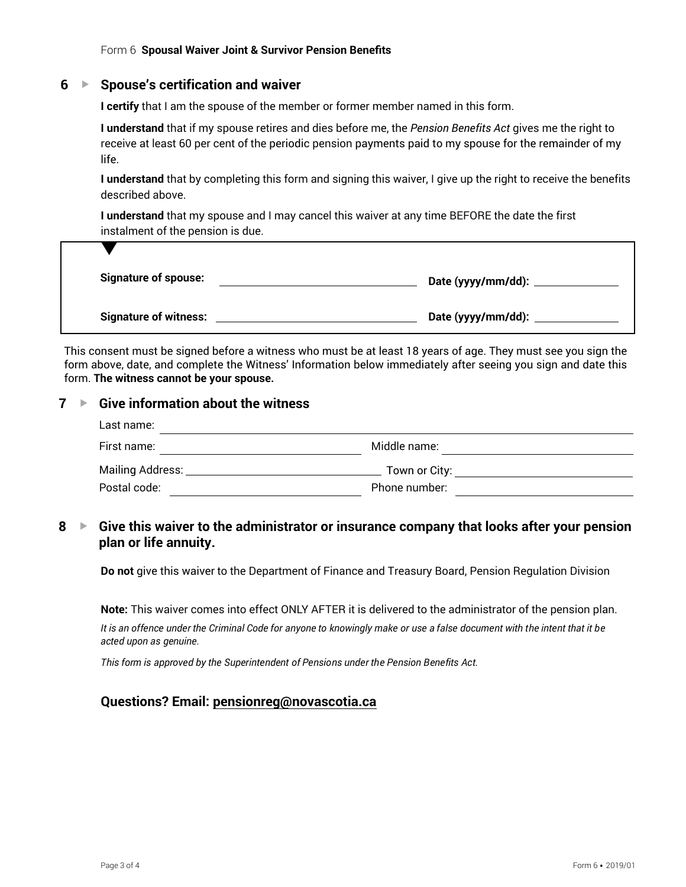## 6 ▸ Spouse's certification and waiver

**I certify** that I am the spouse of the member or former member named in this form.

**I understand** that if my spouse retires and dies before me, the *Pension Benefits Act* gives me the right to receive at least 60 per cent of the periodic pension payments paid to my spouse for the remainder of my life.

**I understand** that by completing this form and signing this waiver, I give up the right to receive the benefits described above.

**I understand** that my spouse and I may cancel this waiver at any time BEFORE the date the first instalment of the pension is due.

**Signature of spouse:** ______________________ **Date (yyyy/mm/dd):** ____________

**Signature of witness:** ______________________ **Date (yyyy/mm/dd):** ____________

This consent must be signed before a witness who must be at least 18 years of age. They must see you sign the form above, date, and complete the Witness' Information below immediately after seeing you sign and date this form. **The witness cannot be your spouse.**

## 7 ▸ Give information about the witness

Last name: ______________________

First name: ______________________ Middle name: ______________________

Mailing Address: ______________________ Town or City: ______________________

Postal code: ______________________ Phone number: ______________________

## 8 ▸ Give this waiver to the administrator or insurance company that looks after your pension plan or life annuity.

**Do not** give this waiver to the Department of Finance and Treasury Board, Pension Regulation Division

**Note:** This waiver comes into effect ONLY AFTER it is delivered to the administrator of the pension plan.

*It is an offence under the Criminal Code for anyone to knowingly make or use a false document with the intent that it be acted upon as genuine.*

*This form is approved by the Superintendent of Pensions under the Pension Benefits Act.*

### Questions? Email: pensionreg@novascotia.ca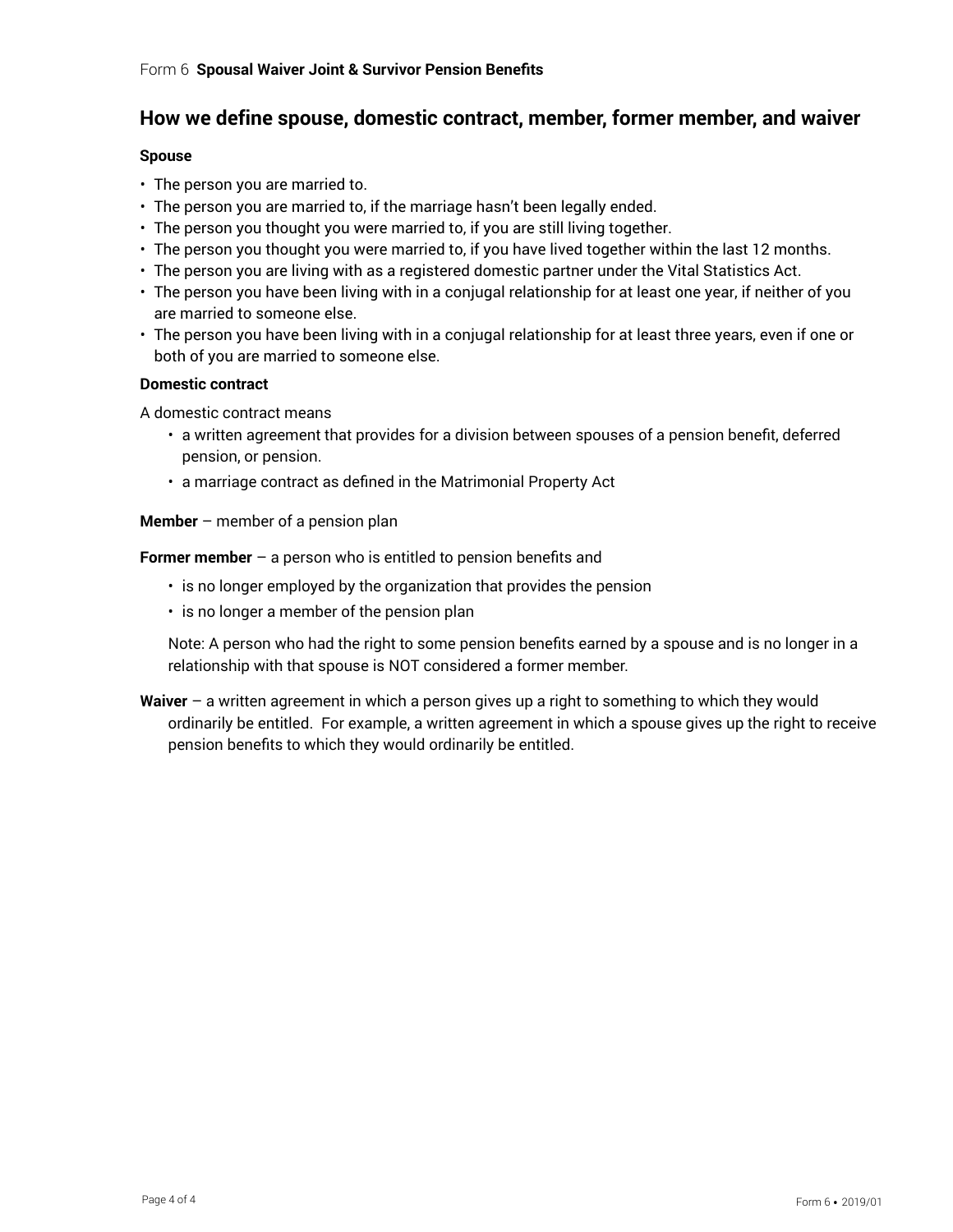## How we define spouse, domestic contract, member, former member, and waiver

**Spouse**

- The person you are married to.
- The person you are married to, if the marriage hasn't been legally ended.
- The person you thought you were married to, if you are still living together.
- The person you thought you were married to, if you have lived together within the last 12 months.
- The person you are living with as a registered domestic partner under the Vital Statistics Act.
- The person you have been living with in a conjugal relationship for at least one year, if neither of you are married to someone else.
- The person you have been living with in a conjugal relationship for at least three years, even if one or both of you are married to someone else.

**Domestic contract**

A domestic contract means

- a written agreement that provides for a division between spouses of a pension benefit, deferred pension, or pension.
- a marriage contract as defined in the Matrimonial Property Act

**Member** – member of a pension plan

**Former member** – a person who is entitled to pension benefits and

- is no longer employed by the organization that provides the pension
- is no longer a member of the pension plan

Note: A person who had the right to some pension benefits earned by a spouse and is no longer in a relationship with that spouse is NOT considered a former member.

**Waiver** – a written agreement in which a person gives up a right to something to which they would ordinarily be entitled. For example, a written agreement in which a spouse gives up the right to receive pension benefits to which they would ordinarily be entitled.